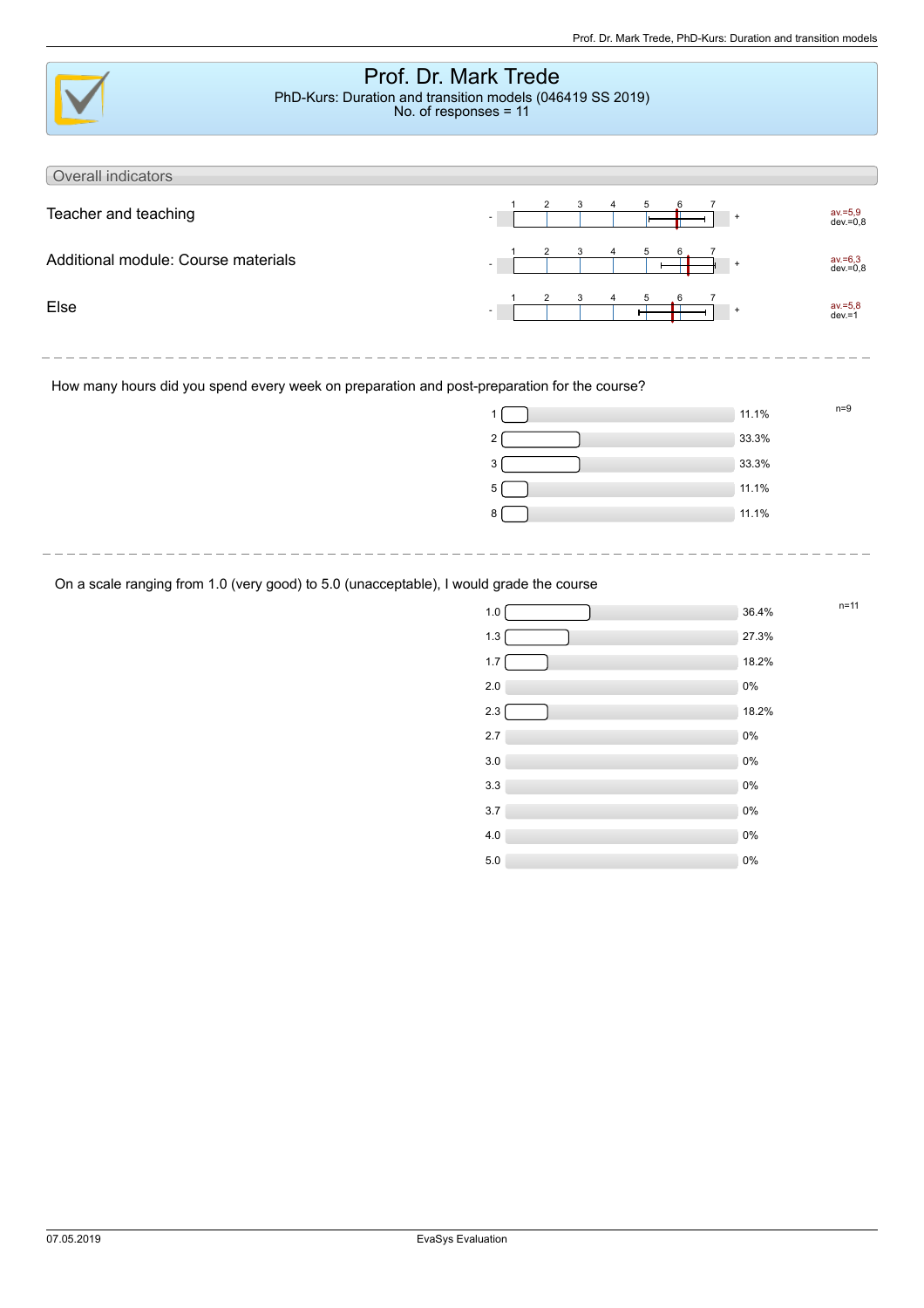# Prof. Dr. Mark Trede

PhD-Kurs: Duration and transition models (046419 SS 2019)
No. of responses = 11

## Overall indicators

| Indicator | Scale (1 = - , 7 = +) | |
|---|---|---|
| Teacher and teaching | - 1 2 3 4 5 6 7 + | av.=5,9 dev.=0,8 |
| Additional module: Course materials | - 1 2 3 4 5 6 7 + | av.=6,3 dev.=0,8 |
| Else | - 1 2 3 4 5 6 7 + | av.=5,8 dev.=1 |

---

How many hours did you spend every week on preparation and post-preparation for the course?

n=9

| Hours | Percentage |
|---|---|
| 1 | 11.1% |
| 2 | 33.3% |
| 3 | 33.3% |
| 5 | 11.1% |
| 8 | 11.1% |

---

On a scale ranging from 1.0 (very good) to 5.0 (unacceptable), I would grade the course

n=11

| Grade | Percentage |
|---|---|
| 1.0 | 36.4% |
| 1.3 | 27.3% |
| 1.7 | 18.2% |
| 2.0 | 0% |
| 2.3 | 18.2% |
| 2.7 | 0% |
| 3.0 | 0% |
| 3.3 | 0% |
| 3.7 | 0% |
| 4.0 | 0% |
| 5.0 | 0% |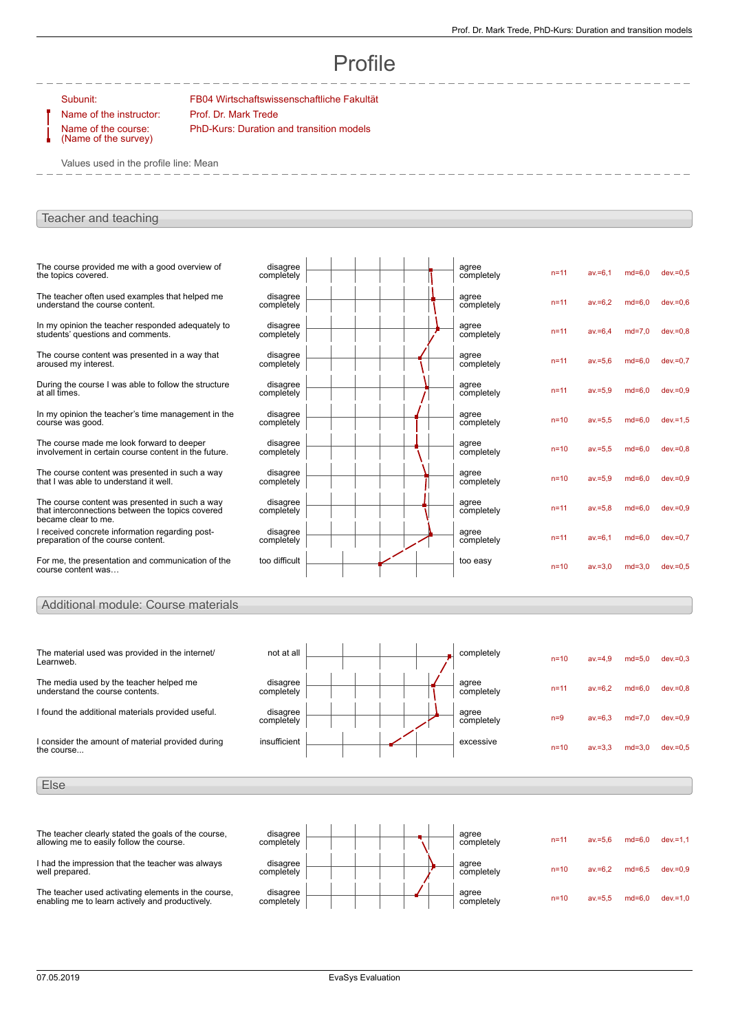# Profile

Subunit: FB04 Wirtschaftswissenschaftliche Fakultät

Name of the instructor: Prof. Dr. Mark Trede

Name of the course: (Name of the survey) PhD-Kurs: Duration and transition models

Values used in the profile line: Mean

## Teacher and teaching

| Question | Left pole | Right pole | n | av. | md | dev. |
|---|---|---|---|---|---|---|
| The course provided me with a good overview of the topics covered. | disagree completely | agree completely | n=11 | av.=6,1 | md=6,0 | dev.=0,5 |
| The teacher often used examples that helped me understand the course content. | disagree completely | agree completely | n=11 | av.=6,2 | md=6,0 | dev.=0,6 |
| In my opinion the teacher responded adequately to students' questions and comments. | disagree completely | agree completely | n=11 | av.=6,4 | md=7,0 | dev.=0,8 |
| The course content was presented in a way that aroused my interest. | disagree completely | agree completely | n=11 | av.=5,6 | md=6,0 | dev.=0,7 |
| During the course I was able to follow the structure at all times. | disagree completely | agree completely | n=11 | av.=5,9 | md=6,0 | dev.=0,9 |
| In my opinion the teacher's time management in the course was good. | disagree completely | agree completely | n=10 | av.=5,5 | md=6,0 | dev.=1,5 |
| The course made me look forward to deeper involvement in certain course content in the future. | disagree completely | agree completely | n=10 | av.=5,5 | md=6,0 | dev.=0,8 |
| The course content was presented in such a way that I was able to understand it well. | disagree completely | agree completely | n=10 | av.=5,9 | md=6,0 | dev.=0,9 |
| The course content was presented in such a way that interconnections between the topics covered became clear to me. | disagree completely | agree completely | n=11 | av.=5,8 | md=6,0 | dev.=0,9 |
| I received concrete information regarding post-preparation of the course content. | disagree completely | agree completely | n=11 | av.=6,1 | md=6,0 | dev.=0,7 |
| For me, the presentation and communication of the course content was… | too difficult | too easy | n=10 | av.=3,0 | md=3,0 | dev.=0,5 |

## Additional module: Course materials

| Question | Left pole | Right pole | n | av. | md | dev. |
|---|---|---|---|---|---|---|
| The material used was provided in the internet/ Learnweb. | not at all | completely | n=10 | av.=4,9 | md=5,0 | dev.=0,3 |
| The media used by the teacher helped me understand the course contents. | disagree completely | agree completely | n=11 | av.=6,2 | md=6,0 | dev.=0,8 |
| I found the additional materials provided useful. | disagree completely | agree completely | n=9 | av.=6,3 | md=7,0 | dev.=0,9 |
| I consider the amount of material provided during the course... | insufficient | excessive | n=10 | av.=3,3 | md=3,0 | dev.=0,5 |

## Else

| Question | Left pole | Right pole | n | av. | md | dev. |
|---|---|---|---|---|---|---|
| The teacher clearly stated the goals of the course, allowing me to easily follow the course. | disagree completely | agree completely | n=11 | av.=5,6 | md=6,0 | dev.=1,1 |
| I had the impression that the teacher was always well prepared. | disagree completely | agree completely | n=10 | av.=6,2 | md=6,5 | dev.=0,9 |
| The teacher used activating elements in the course, enabling me to learn actively and productively. | disagree completely | agree completely | n=10 | av.=5,5 | md=6,0 | dev.=1,0 |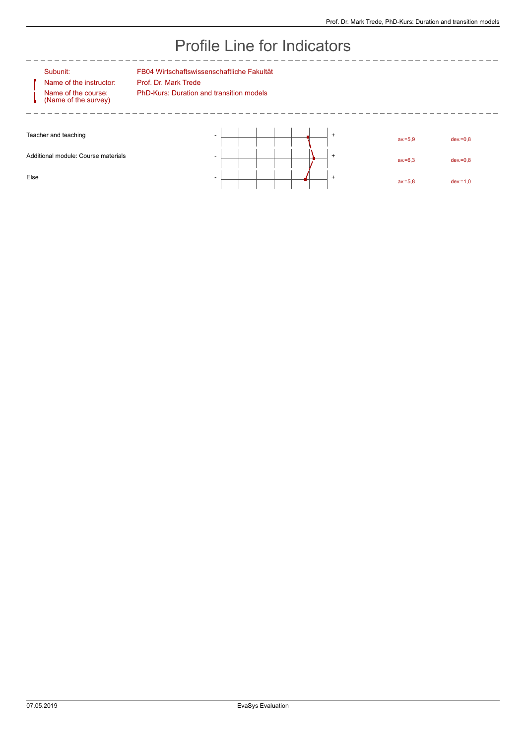# Profile Line for Indicators

Subunit: FB04 Wirtschaftswissenschaftliche Fakultät

Name of the instructor: Prof. Dr. Mark Trede

Name of the course: (Name of the survey) PhD-Kurs: Duration and transition models

Teacher and teaching - + av.=5,9 dev.=0,8

Additional module: Course materials - + av.=6,3 dev.=0,8

Else - + av.=5,8 dev.=1,0